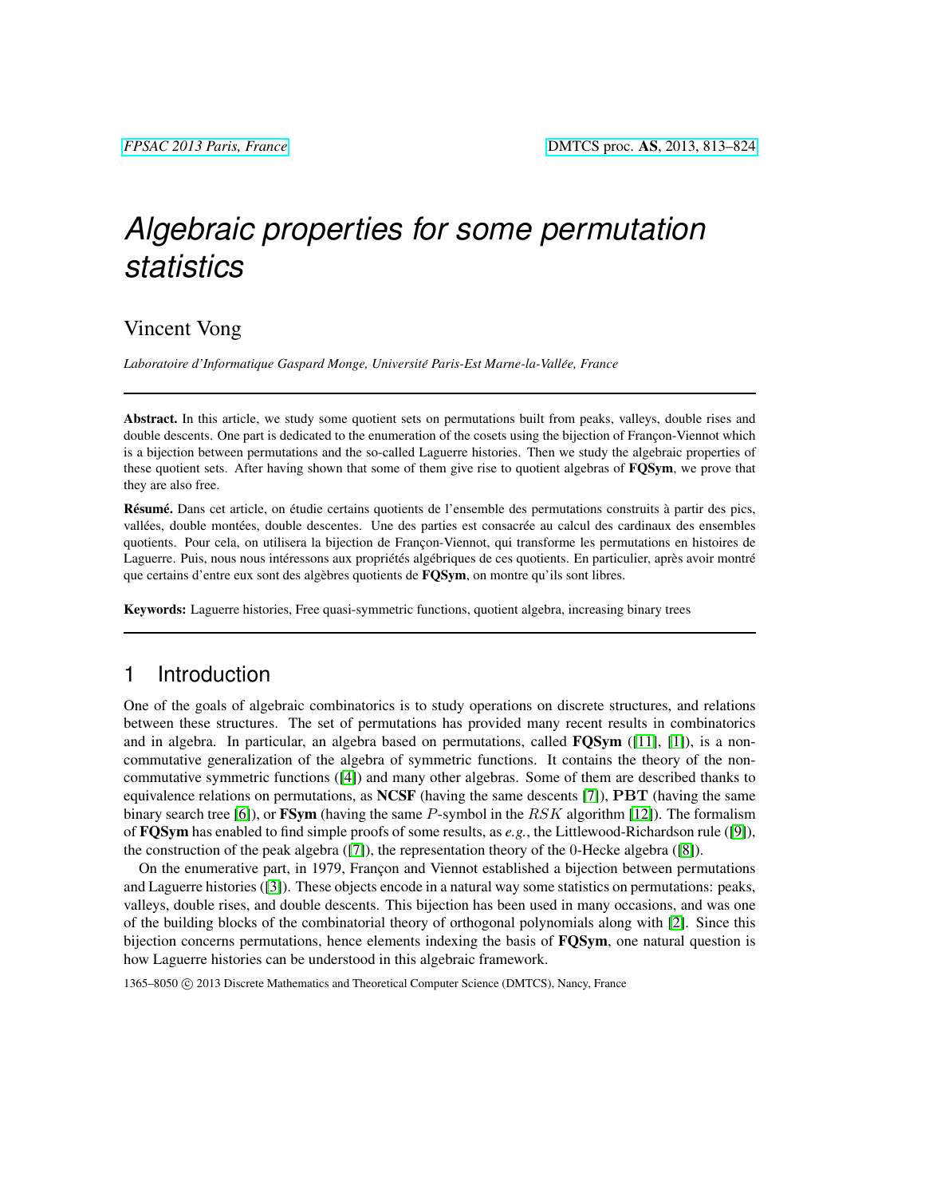# *Algebraic properties for some permutation statistics*

Vincent Vong

*Laboratoire d'Informatique Gaspard Monge, Université Paris-Est Marne-la-Vallée, France*

---

**Abstract.** In this article, we study some quotient sets on permutations built from peaks, valleys, double rises and double descents. One part is dedicated to the enumeration of the cosets using the bijection of Françon-Viennot which is a bijection between permutations and the so-called Laguerre histories. Then we study the algebraic properties of these quotient sets. After having shown that some of them give rise to quotient algebras of **FQSym**, we prove that they are also free.

**Résumé.** Dans cet article, on étudie certains quotients de l'ensemble des permutations construits à partir des pics, vallées, double montées, double descentes. Une des parties est consacrée au calcul des cardinaux des ensembles quotients. Pour cela, on utilisera la bijection de Françon-Viennot, qui transforme les permutations en histoires de Laguerre. Puis, nous nous intéressons aux propriétés algébriques de ces quotients. En particulier, après avoir montré que certains d'entre eux sont des algèbres quotients de **FQSym**, on montre qu'ils sont libres.

**Keywords:** Laguerre histories, Free quasi-symmetric functions, quotient algebra, increasing binary trees

---

## 1 Introduction

One of the goals of algebraic combinatorics is to study operations on discrete structures, and relations between these structures. The set of permutations has provided many recent results in combinatorics and in algebra. In particular, an algebra based on permutations, called **FQSym** ([11], [1]), is a non-commutative generalization of the algebra of symmetric functions. It contains the theory of the non-commutative symmetric functions ([4]) and many other algebras. Some of them are described thanks to equivalence relations on permutations, as **NCSF** (having the same descents [7]), $\mathbf{PBT}$ (having the same binary search tree [6]), or **FSym** (having the same $P$-symbol in the $RSK$ algorithm [12]). The formalism of **FQSym** has enabled to find simple proofs of some results, as *e.g.*, the Littlewood-Richardson rule ([9]), the construction of the peak algebra ([7]), the representation theory of the $0$-Hecke algebra ([8]).

On the enumerative part, in 1979, Françon and Viennot established a bijection between permutations and Laguerre histories ([3]). These objects encode in a natural way some statistics on permutations: peaks, valleys, double rises, and double descents. This bijection has been used in many occasions, and was one of the building blocks of the combinatorial theory of orthogonal polynomials along with [2]. Since this bijection concerns permutations, hence elements indexing the basis of **FQSym**, one natural question is how Laguerre histories can be understood in this algebraic framework.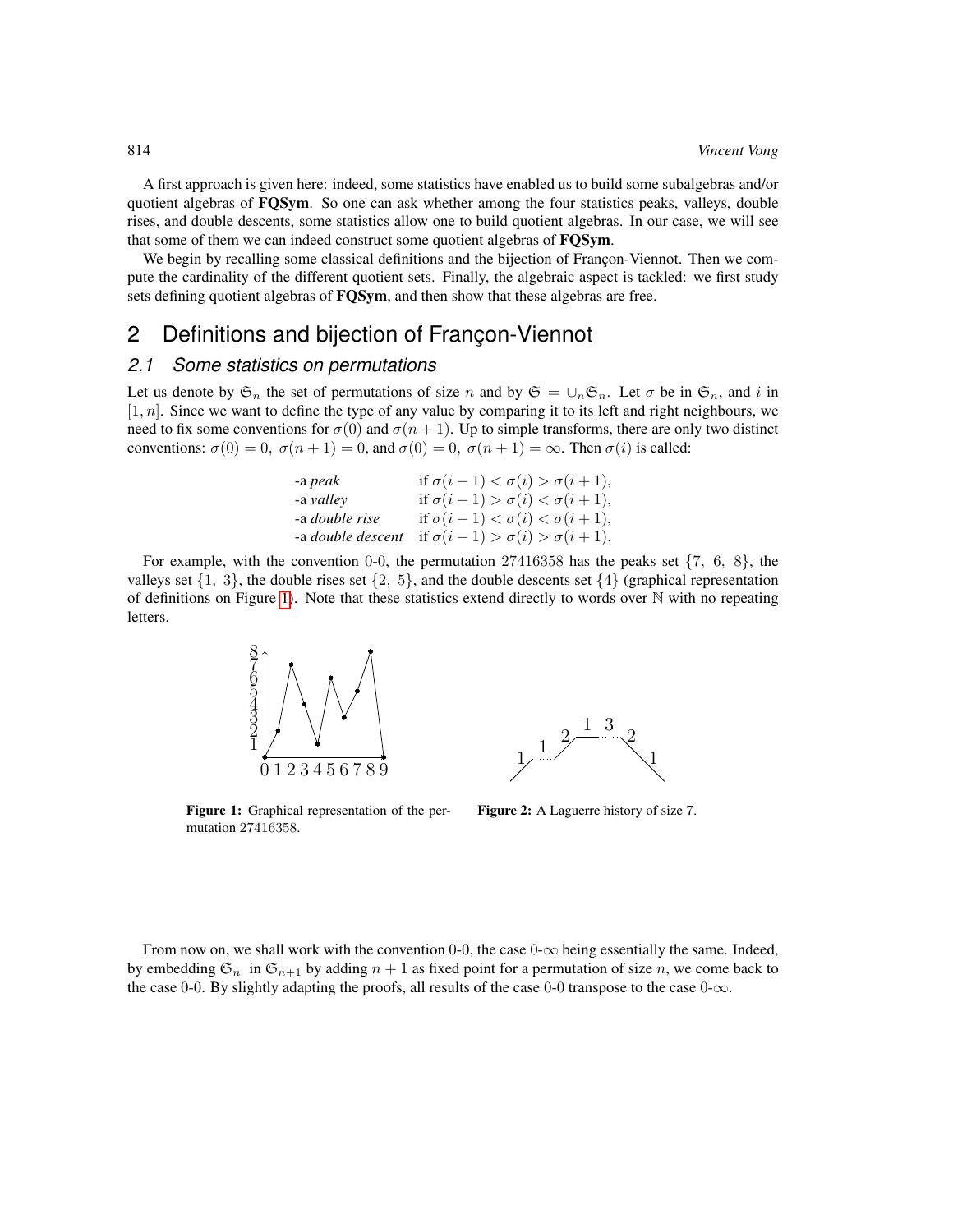A first approach is given here: indeed, some statistics have enabled us to build some subalgebras and/or quotient algebras of **FQSym**. So one can ask whether among the four statistics peaks, valleys, double rises, and double descents, some statistics allow one to build quotient algebras. In our case, we will see that some of them we can indeed construct some quotient algebras of **FQSym**.

We begin by recalling some classical definitions and the bijection of Françon-Viennot. Then we compute the cardinality of the different quotient sets. Finally, the algebraic aspect is tackled: we first study sets defining quotient algebras of **FQSym**, and then show that these algebras are free.

## 2 Definitions and bijection of Françon-Viennot

### 2.1 Some statistics on permutations

Let us denote by $\mathfrak{S}_n$ the set of permutations of size $n$ and by $\mathfrak{S} = \cup_n \mathfrak{S}_n$. Let $\sigma$ be in $\mathfrak{S}_n$, and $i$ in $[1, n]$. Since we want to define the type of any value by comparing it to its left and right neighbours, we need to fix some conventions for $\sigma(0)$ and $\sigma(n+1)$. Up to simple transforms, there are only two distinct conventions: $\sigma(0) = 0,\ \sigma(n+1) = 0$, and $\sigma(0) = 0,\ \sigma(n+1) = \infty$. Then $\sigma(i)$ is called:

- -a *peak* if $\sigma(i-1) < \sigma(i) > \sigma(i+1)$,
- -a *valley* if $\sigma(i-1) > \sigma(i) < \sigma(i+1)$,
- -a *double rise* if $\sigma(i-1) < \sigma(i) < \sigma(i+1)$,
- -a *double descent* if $\sigma(i-1) > \sigma(i) > \sigma(i+1)$.

For example, with the convention 0-0, the permutation 27416358 has the peaks set $\{7,\ 6,\ 8\}$, the valleys set $\{1,\ 3\}$, the double rises set $\{2,\ 5\}$, and the double descents set $\{4\}$ (graphical representation of definitions on Figure 1). Note that these statistics extend directly to words over $\mathbb{N}$ with no repeating letters.

**Figure 1:** Graphical representation of the permutation 27416358.

**Figure 2:** A Laguerre history of size 7.

From now on, we shall work with the convention 0-0, the case 0-$\infty$ being essentially the same. Indeed, by embedding $\mathfrak{S}_n$ in $\mathfrak{S}_{n+1}$ by adding $n+1$ as fixed point for a permutation of size $n$, we come back to the case 0-0. By slightly adapting the proofs, all results of the case 0-0 transpose to the case 0-$\infty$.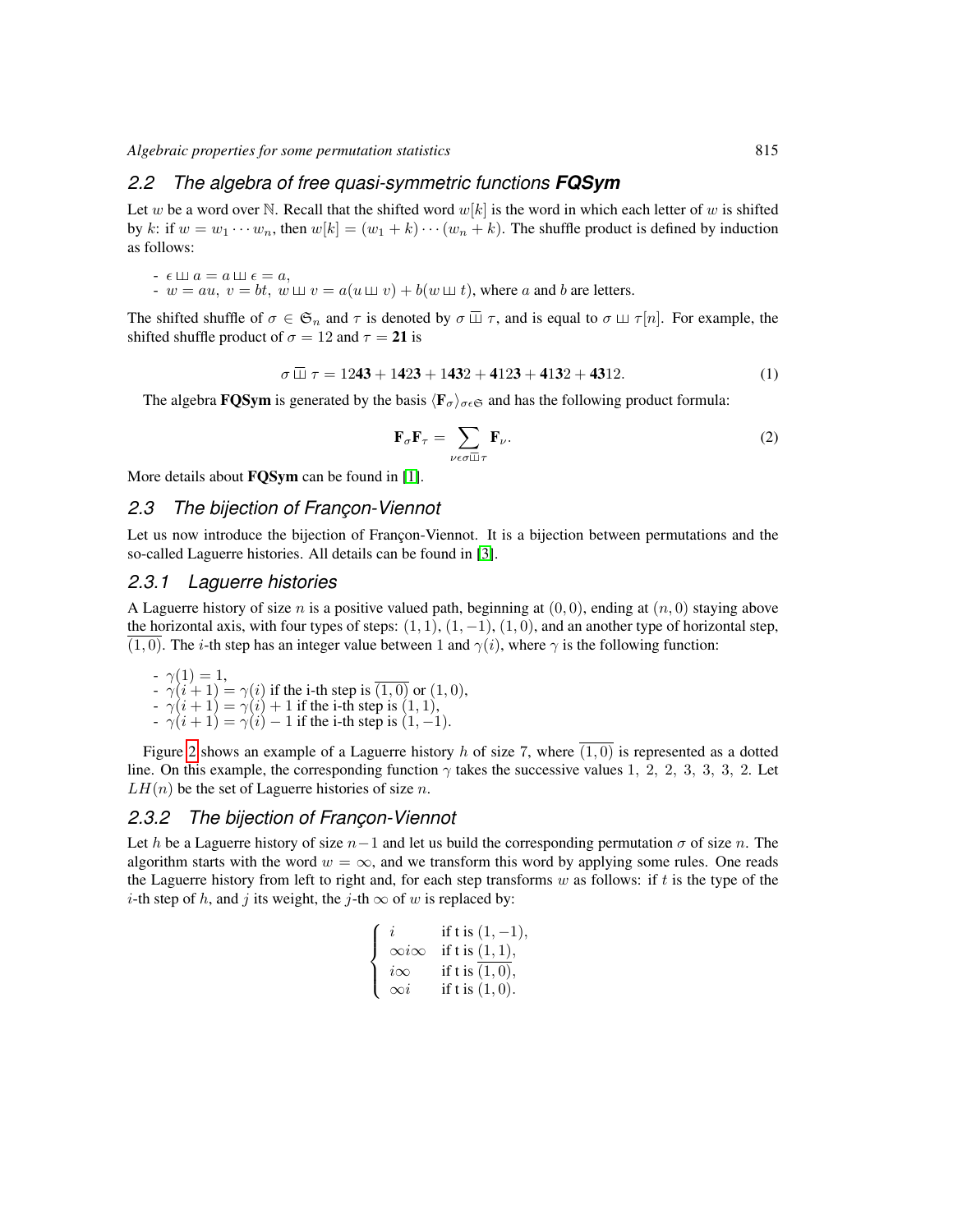## 2.2 The algebra of free quasi-symmetric functions **FQSym**

Let $w$ be a word over $\mathbb{N}$. Recall that the shifted word $w[k]$ is the word in which each letter of $w$ is shifted by $k$: if $w = w_1 \cdots w_n$, then $w[k] = (w_1 + k) \cdots (w_n + k)$. The shuffle product is defined by induction as follows:

- $\epsilon \sqcup\!\sqcup\, a = a \sqcup\!\sqcup\, \epsilon = a$,
- $w = au,\ v = bt,\ w \sqcup\!\sqcup\, v = a(u \sqcup\!\sqcup\, v) + b(w \sqcup\!\sqcup\, t)$, where $a$ and $b$ are letters.

The shifted shuffle of $\sigma \in \mathfrak{S}_n$ and $\tau$ is denoted by $\sigma \,\overline{\sqcup\!\sqcup}\, \tau$, and is equal to $\sigma \sqcup\!\sqcup\, \tau[n]$. For example, the shifted shuffle product of $\sigma = 12$ and $\tau = \mathbf{21}$ is

$$\sigma \,\overline{\sqcup\!\sqcup}\, \tau = 12\mathbf{43} + 1\mathbf{4}2\mathbf{3} + 1\mathbf{43}2 + \mathbf{4}12\mathbf{3} + \mathbf{4}1\mathbf{3}2 + \mathbf{43}12. \tag{1}$$

The algebra **FQSym** is generated by the basis $\langle \mathbf{F}_\sigma \rangle_{\sigma \epsilon \mathfrak{S}}$ and has the following product formula:

$$\mathbf{F}_\sigma \mathbf{F}_\tau = \sum_{\nu \epsilon \sigma \overline{\sqcup\!\sqcup} \tau} \mathbf{F}_\nu. \tag{2}$$

More details about **FQSym** can be found in [1].

## 2.3 The bijection of Françon-Viennot

Let us now introduce the bijection of Françon-Viennot. It is a bijection betwenn permutations and the so-called Laguerre histories. All details can be found in [3].

### 2.3.1 Laguerre histories

A Laguerre history of size $n$ is a positive valued path, beginning at $(0, 0)$, ending at $(n, 0)$ staying above the horizontal axis, with four types of steps: $(1, 1)$, $(1, -1)$, $(1, 0)$, and an another type of horizontal step, $\overline{(1, 0)}$. The $i$-th step has an integer value between 1 and $\gamma(i)$, where $\gamma$ is the following function:

- $\gamma(1) = 1$,
- $\gamma(i + 1) = \gamma(i)$ if the i-th step is $\overline{(1, 0)}$ or $(1, 0)$,
- $\gamma(i + 1) = \gamma(i) + 1$ if the i-th step is $(1, 1)$,
- $\gamma(i + 1) = \gamma(i) - 1$ if the i-th step is $(1, -1)$.

Figure 2 shows an example of a Laguerre history $h$ of size 7, where $\overline{(1, 0)}$ is represented as a dotted line. On this example, the corresponding function $\gamma$ takes the successive values $1,\ 2,\ 2,\ 3,\ 3,\ 3,\ 2$. Let $LH(n)$ be the set of Laguerre histories of size $n$.

### 2.3.2 The bijection of Françon-Viennot

Let $h$ be a Laguerre history of size $n-1$ and let us build the corresponding permutation $\sigma$ of size $n$. The algorithm starts with the word $w = \infty$, and we transform this word by applying some rules. One reads the Laguerre history from left to right and, for each step transforms $w$ as follows: if $t$ is the type of the $i$-th step of $h$, and $j$ its weight, the $j$-th $\infty$ of $w$ is replaced by:

$$\begin{cases} i & \text{if t is } (1, -1), \\ \infty i \infty & \text{if t is } (1, 1), \\ i \infty & \text{if t is } \overline{(1, 0)}, \\ \infty i & \text{if t is } (1, 0). \end{cases}$$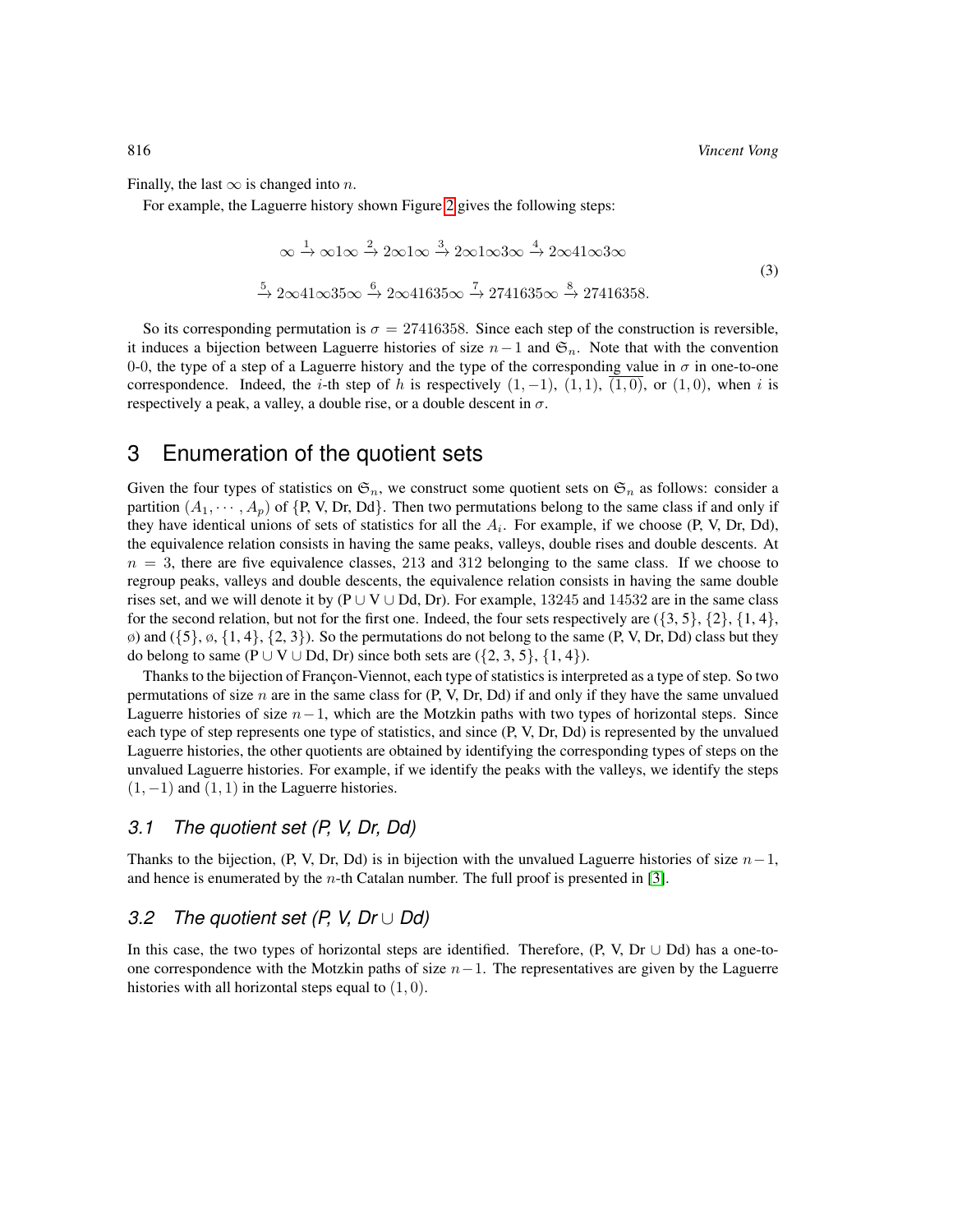Finally, the last $\infty$ is changed into $n$.

For example, the Laguerre history shown Figure 2 gives the following steps:

$$\infty \xrightarrow{1} \infty 1 \infty \xrightarrow{2} 2\infty 1 \infty \xrightarrow{3} 2\infty 1 \infty 3 \infty \xrightarrow{4} 2\infty 41 \infty 3 \infty$$
$$\xrightarrow{5} 2\infty 41 \infty 35 \infty \xrightarrow{6} 2\infty 41635 \infty \xrightarrow{7} 2741635 \infty \xrightarrow{8} 27416358. \tag{3}$$

So its corresponding permutation is $\sigma = 27416358$. Since each step of the construction is reversible, it induces a bijection between Laguerre histories of size $n-1$ and $\mathfrak{S}_n$. Note that with the convention 0-0, the type of a step of a Laguerre history and the type of the corresponding value in $\sigma$ in one-to-one correspondence. Indeed, the $i$-th step of $h$ is respectively $(1,-1)$, $(1,1)$, $\overline{(1,0)}$, or $(1,0)$, when $i$ is respectively a peak, a valley, a double rise, or a double descent in $\sigma$.

# 3 Enumeration of the quotient sets

Given the four types of statistics on $\mathfrak{S}_n$, we construct some quotient sets on $\mathfrak{S}_n$ as follows: consider a partition $(A_1, \cdots, A_p)$ of {P, V, Dr, Dd}. Then two permutations belong to the same class if and only if they have identical unions of sets of statistics for all the $A_i$. For example, if we choose (P, V, Dr, Dd), the equivalence relation consists in having the same peaks, valleys, double rises and double descents. At $n = 3$, there are five equivalence classes, 213 and 312 belonging to the same class. If we choose to regroup peaks, valleys and double descents, the equivalence relation consists in having the same double rises set, and we will denote it by (P $\cup$ V $\cup$ Dd, Dr). For example, 13245 and 14532 are in the same class for the second relation, but not for the first one. Indeed, the four sets respectively are ($\{3, 5\}$, $\{2\}$, $\{1, 4\}$, $\emptyset$) and ($\{5\}$, $\emptyset$, $\{1, 4\}$, $\{2, 3\}$). So the permutations do not belong to the same (P, V, Dr, Dd) class but they do belong to same (P $\cup$ V $\cup$ Dd, Dr) since both sets are ($\{2, 3, 5\}$, $\{1, 4\}$).

Thanks to the bijection of Françon-Viennot, each type of statistics is interpreted as a type of step. So two permutations of size $n$ are in the same class for (P, V, Dr, Dd) if and only if they have the same unvalued Laguerre histories of size $n-1$, which are the Motzkin paths with two types of horizontal steps. Since each type of step represents one type of statistics, and since (P, V, Dr, Dd) is represented by the unvalued Laguerre histories, the other quotients are obtained by identifying the corresponding types of steps on the unvalued Laguerre histories. For example, if we identify the peaks with the valleys, we identify the steps $(1,-1)$ and $(1,1)$ in the Laguerre histories.

## *3.1 The quotient set (P, V, Dr, Dd)*

Thanks to the bijection, (P, V, Dr, Dd) is in bijection with the unvalued Laguerre histories of size $n-1$, and hence is enumerated by the $n$-th Catalan number. The full proof is presented in [3].

## *3.2 The quotient set (P, V, Dr $\cup$ Dd)*

In this case, the two types of horizontal steps are identified. Therefore, (P, V, Dr $\cup$ Dd) has a one-to-one correspondence with the Motzkin paths of size $n-1$. The representatives are given by the Laguerre histories with all horizontal steps equal to $(1, 0)$.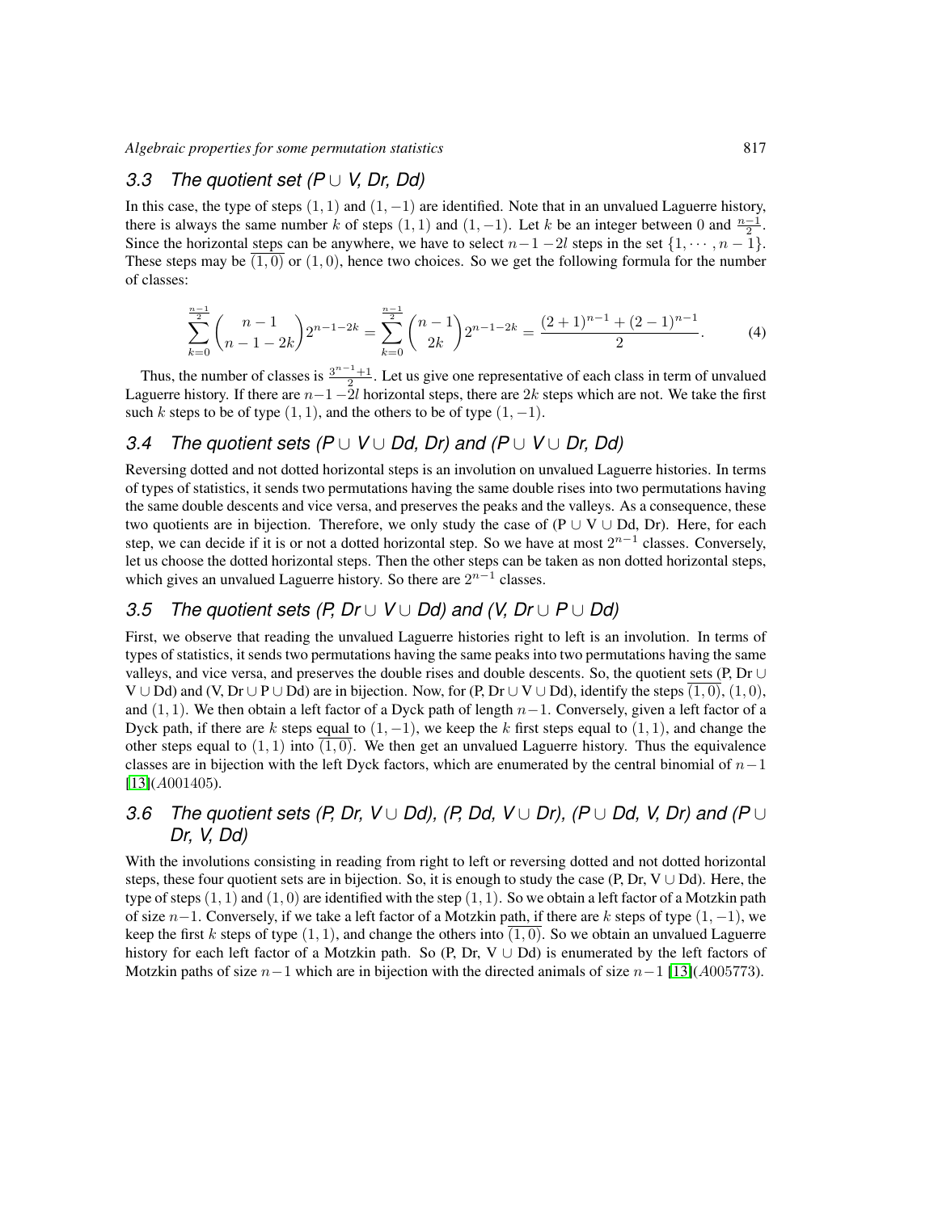### 3.3 The quotient set (P ∪ V, Dr, Dd)

In this case, the type of steps $(1,1)$ and $(1,-1)$ are identified. Note that in an unvalued Laguerre history, there is always the same number $k$ of steps $(1,1)$ and $(1,-1)$. Let $k$ be an integer between $0$ and $\frac{n-1}{2}$. Since the horizontal steps can be anywhere, we have to select $n-1-2l$ steps in the set $\{1,\cdots,n-1\}$. These steps may be $\overline{(1,0)}$ or $(1,0)$, hence two choices. So we get the following formula for the number of classes:

$$\sum_{k=0}^{\frac{n-1}{2}} \binom{n-1}{n-1-2k} 2^{n-1-2k} = \sum_{k=0}^{\frac{n-1}{2}} \binom{n-1}{2k} 2^{n-1-2k} = \frac{(2+1)^{n-1} + (2-1)^{n-1}}{2}. \tag{4}$$

Thus, the number of classes is $\frac{3^{n-1}+1}{2}$. Let us give one representative of each class in term of unvalued Laguerre history. If there are $n-1-2l$ horizontal steps, there are $2k$ steps which are not. We take the first such $k$ steps to be of type $(1,1)$, and the others to be of type $(1,-1)$.

### 3.4 The quotient sets (P ∪ V ∪ Dd, Dr) and (P ∪ V ∪ Dr, Dd)

Reversing dotted and not dotted horizontal steps is an involution on unvalued Laguerre histories. In terms of types of statistics, it sends two permutations having the same double rises into two permutations having the same double descents and vice versa, and preserves the peaks and the valleys. As a consequence, these two quotients are in bijection. Therefore, we only study the case of (P ∪ V ∪ Dd, Dr). Here, for each step, we can decide if it is or not a dotted horizontal step. So we have at most $2^{n-1}$ classes. Conversely, let us choose the dotted horizontal steps. Then the other steps can be taken as non dotted horizontal steps, which gives an unvalued Laguerre history. So there are $2^{n-1}$ classes.

### 3.5 The quotient sets (P, Dr ∪ V ∪ Dd) and (V, Dr ∪ P ∪ Dd)

First, we observe that reading the unvalued Laguerre histories right to left is an involution. In terms of types of statistics, it sends two permutations having the same peaks into two permutations having the same valleys, and vice versa, and preserves the double rises and double descents. So, the quotient sets (P, Dr ∪ V ∪ Dd) and (V, Dr ∪ P ∪ Dd) are in bijection. Now, for (P, Dr ∪ V ∪ Dd), identify the steps $\overline{(1,0)}$, $(1,0)$, and $(1,1)$. We then obtain a left factor of a Dyck path of length $n-1$. Conversely, given a left factor of a Dyck path, if there are $k$ steps equal to $(1,-1)$, we keep the $k$ first steps equal to $(1,1)$, and change the other steps equal to $(1,1)$ into $\overline{(1,0)}$. We then get an unvalued Laguerre history. Thus the equivalence classes are in bijection with the left Dyck factors, which are enumerated by the central binomial of $n-1$ [13]($A001405$).

### 3.6 The quotient sets (P, Dr, V ∪ Dd), (P, Dd, V ∪ Dr), (P ∪ Dd, V, Dr) and (P ∪ Dr, V, Dd)

With the involutions consisting in reading from right to left or reversing dotted and not dotted horizontal steps, these four quotient sets are in bijection. So, it is enough to study the case (P, Dr, V ∪ Dd). Here, the type of steps $(1,1)$ and $(1,0)$ are identified with the step $(1,1)$. So we obtain a left factor of a Motzkin path of size $n-1$. Conversely, if we take a left factor of a Motzkin path, if there are $k$ steps of type $(1,-1)$, we keep the first $k$ steps of type $(1,1)$, and change the others into $\overline{(1,0)}$. So we obtain an unvalued Laguerre history for each left factor of a Motzkin path. So (P, Dr, V ∪ Dd) is enumerated by the left factors of Motzkin paths of size $n-1$ which are in bijection with the directed animals of size $n-1$ [13]($A005773$).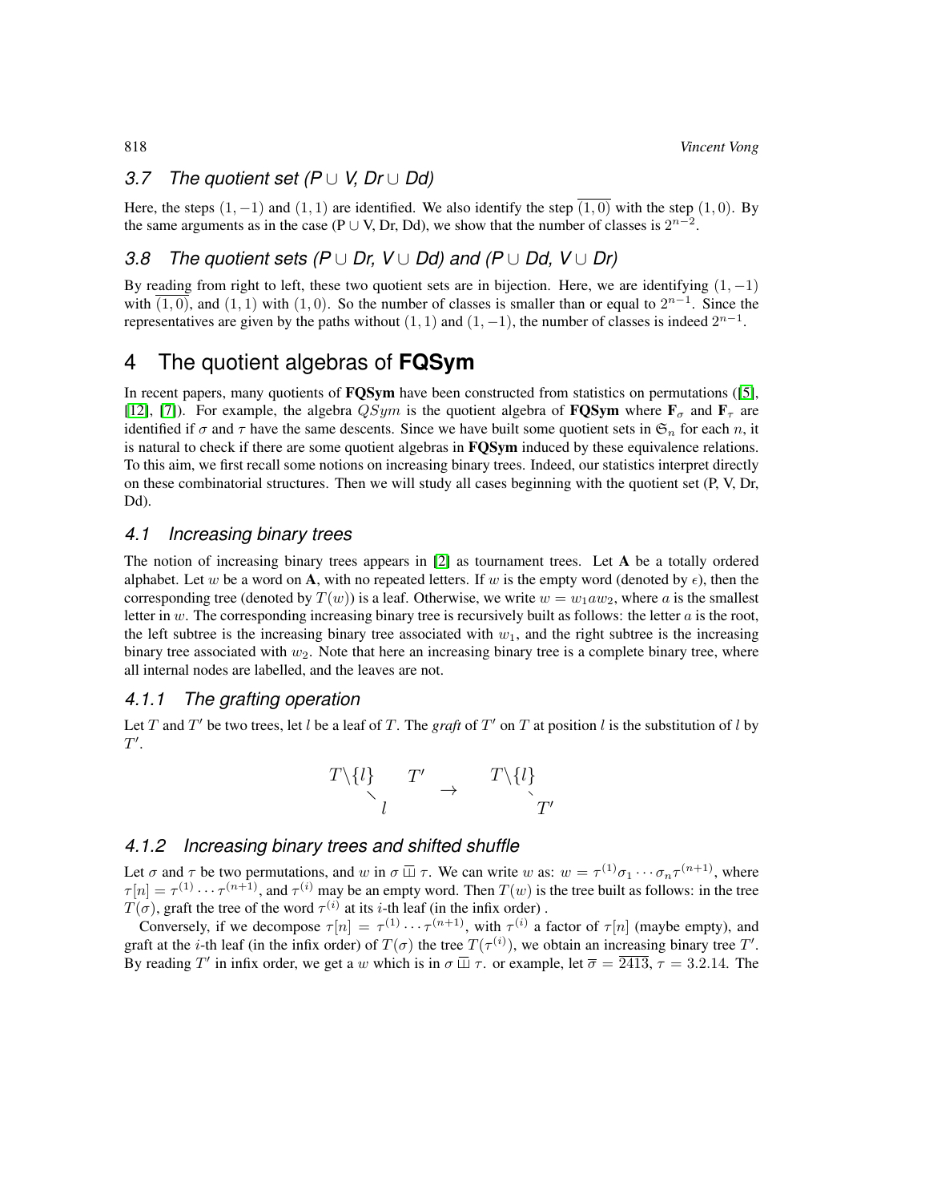### 3.7 The quotient set (P ∪ V, Dr ∪ Dd)

Here, the steps $(1,-1)$ and $(1,1)$ are identified. We also identify the step $\overline{(1,0)}$ with the step $(1,0)$. By the same arguments as in the case (P ∪ V, Dr, Dd), we show that the number of classes is $2^{n-2}$.

### 3.8 The quotient sets (P ∪ Dr, V ∪ Dd) and (P ∪ Dd, V ∪ Dr)

By reading from right to left, these two quotient sets are in bijection. Here, we are identifying $(1,-1)$ with $\overline{(1,0)}$, and $(1,1)$ with $(1,0)$. So the number of classes is smaller than or equal to $2^{n-1}$. Since the representatives are given by the paths without $(1,1)$ and $(1,-1)$, the number of classes is indeed $2^{n-1}$.

## 4 The quotient algebras of **FQSym**

In recent papers, many quotients of **FQSym** have been constructed from statistics on permutations ([5], [12], [7]). For example, the algebra $QSym$ is the quotient algebra of **FQSym** where $\mathbf{F}_\sigma$ and $\mathbf{F}_\tau$ are identified if $\sigma$ and $\tau$ have the same descents. Since we have built some quotient sets in $\mathfrak{S}_n$ for each $n$, it is natural to check if there are some quotient algebras in **FQSym** induced by these equivalence relations. To this aim, we first recall some notions on increasing binary trees. Indeed, our statistics interpret directly on these combinatorial structures. Then we will study all cases beginning with the quotient set (P, V, Dr, Dd).

### 4.1 Increasing binary trees

The notion of increasing binary trees appears in [2] as tournament trees. Let $\mathbf{A}$ be a totally ordered alphabet. Let $w$ be a word on $\mathbf{A}$, with no repeated letters. If $w$ is the empty word (denoted by $\epsilon$), then the corresponding tree (denoted by $T(w)$) is a leaf. Otherwise, we write $w = w_1 a w_2$, where $a$ is the smallest letter in $w$. The corresponding increasing binary tree is recursively built as follows: the letter $a$ is the root, the left subtree is the increasing binary tree associated with $w_1$, and the right subtree is the increasing binary tree associated with $w_2$. Note that here an increasing binary tree is a complete binary tree, where all internal nodes are labelled, and the leaves are not.

#### 4.1.1 The grafting operation

Let $T$ and $T'$ be two trees, let $l$ be a leaf of $T$. The *graft* of $T'$ on $T$ at position $l$ is the substitution of $l$ by $T'$.

$$T\backslash\{l\} \searrow l \quad T' \quad \rightarrow \quad T\backslash\{l\} \searrow T'$$

#### 4.1.2 Increasing binary trees and shifted shuffle

Let $\sigma$ and $\tau$ be two permutations, and $w$ in $\sigma \,\overline{\sqcup\!\sqcup}\, \tau$. We can write $w$ as: $w = \tau^{(1)}\sigma_1 \cdots \sigma_n \tau^{(n+1)}$, where $\tau[n] = \tau^{(1)} \cdots \tau^{(n+1)}$, and $\tau^{(i)}$ may be an empty word. Then $T(w)$ is the tree built as follows: in the tree $T(\sigma)$, graft the tree of the word $\tau^{(i)}$ at its $i$-th leaf (in the infix order) .

Conversely, if we decompose $\tau[n] = \tau^{(1)} \cdots \tau^{(n+1)}$, with $\tau^{(i)}$ a factor of $\tau[n]$ (maybe empty), and graft at the $i$-th leaf (in the infix order) of $T(\sigma)$ the tree $T(\tau^{(i)})$, we obtain an increasing binary tree $T'$. By reading $T'$ in infix order, we get a $w$ which is in $\sigma \,\overline{\sqcup\!\sqcup}\, \tau$. or example, let $\overline{\sigma} = \overline{2413}$, $\tau = 3.2.14$. The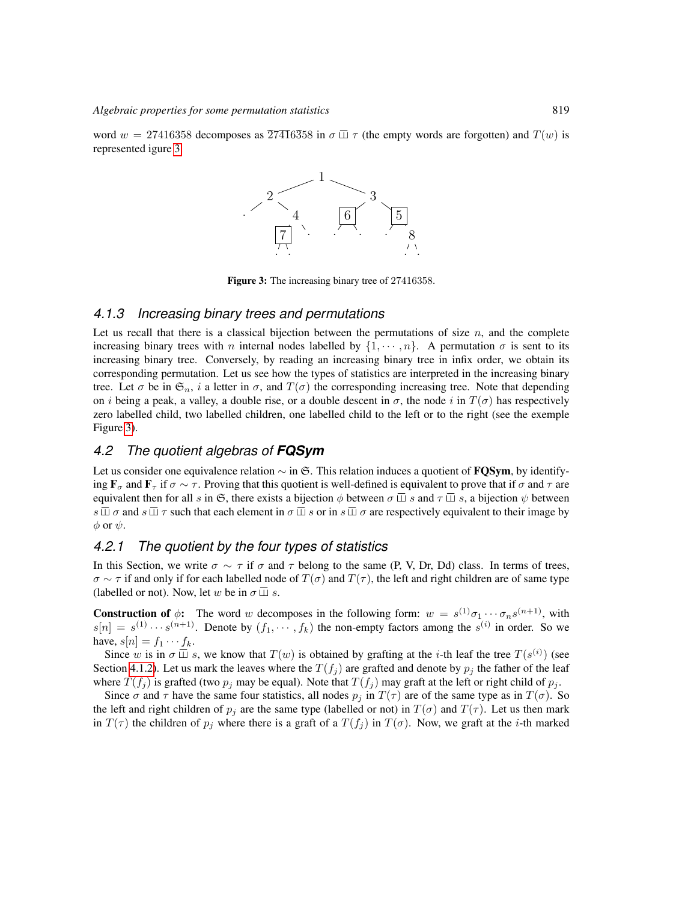word $w = 27416358$ decomposes as $\overline{2}7\overline{41}6\overline{3}58$ in $\sigma \sqcup\!\sqcup \tau$ (the empty words are forgotten) and $T(w)$ is represented igure 3.

**Figure 3:** The increasing binary tree of 27416358.

### 4.1.3 Increasing binary trees and permutations

Let us recall that there is a classical bijection between the permutations of size $n$, and the complete increasing binary trees with $n$ internal nodes labelled by $\{1, \cdots, n\}$. A permutation $\sigma$ is sent to its increasing binary tree. Conversely, by reading an increasing binary tree in infix order, we obtain its corresponding permutation. Let us see how the types of statistics are interpreted in the increasing binary tree. Let $\sigma$ be in $\mathfrak{S}_n$, $i$ a letter in $\sigma$, and $T(\sigma)$ the corresponding increasing tree. Note that depending on $i$ being a peak, a valley, a double rise, or a double descent in $\sigma$, the node $i$ in $T(\sigma)$ has respectively zero labelled child, two labelled children, one labelled child to the left or to the right (see the exemple Figure 3).

## 4.2 The quotient algebras of FQSym

Let us consider one equivalence relation $\sim$ in $\mathfrak{S}$. This relation induces a quotient of **FQSym**, by identifying $\mathbf{F}_\sigma$ and $\mathbf{F}_\tau$ if $\sigma \sim \tau$. Proving that this quotient is well-defined is equivalent to prove that if $\sigma$ and $\tau$ are equivalent then for all $s$ in $\mathfrak{S}$, there exists a bijection $\phi$ between $\sigma \sqcup\!\sqcup s$ and $\tau \sqcup\!\sqcup s$, a bijection $\psi$ between $s \sqcup\!\sqcup \sigma$ and $s \sqcup\!\sqcup \tau$ such that each element in $\sigma \sqcup\!\sqcup s$ or in $s \sqcup\!\sqcup \sigma$ are respectively equivalent to their image by $\phi$ or $\psi$.

### 4.2.1 The quotient by the four types of statistics

In this Section, we write $\sigma \sim \tau$ if $\sigma$ and $\tau$ belong to the same (P, V, Dr, Dd) class. In terms of trees, $\sigma \sim \tau$ if and only if for each labelled node of $T(\sigma)$ and $T(\tau)$, the left and right children are of same type (labelled or not). Now, let $w$ be in $\sigma \sqcup\!\sqcup s$.

**Construction of $\phi$:** The word $w$ decomposes in the following form: $w = s^{(1)}\sigma_1 \cdots \sigma_n s^{(n+1)}$, with $s[n] = s^{(1)} \cdots s^{(n+1)}$. Denote by $(f_1, \cdots, f_k)$ the non-empty factors among the $s^{(i)}$ in order. So we have, $s[n] = f_1 \cdots f_k$.

Since $w$ is in $\sigma \sqcup\!\sqcup s$, we know that $T(w)$ is obtained by grafting at the $i$-th leaf the tree $T(s^{(i)})$ (see Section 4.1.2). Let us mark the leaves where the $T(f_j)$ are grafted and denote by $p_j$ the father of the leaf where $T(f_j)$ is grafted (two $p_j$ may be equal). Note that $T(f_j)$ may graft at the left or right child of $p_j$.

Since $\sigma$ and $\tau$ have the same four statistics, all nodes $p_j$ in $T(\tau)$ are of the same type as in $T(\sigma)$. So the left and right children of $p_j$ are the same type (labelled or not) in $T(\sigma)$ and $T(\tau)$. Let us then mark in $T(\tau)$ the children of $p_j$ where there is a graft of a $T(f_j)$ in $T(\sigma)$. Now, we graft at the $i$-th marked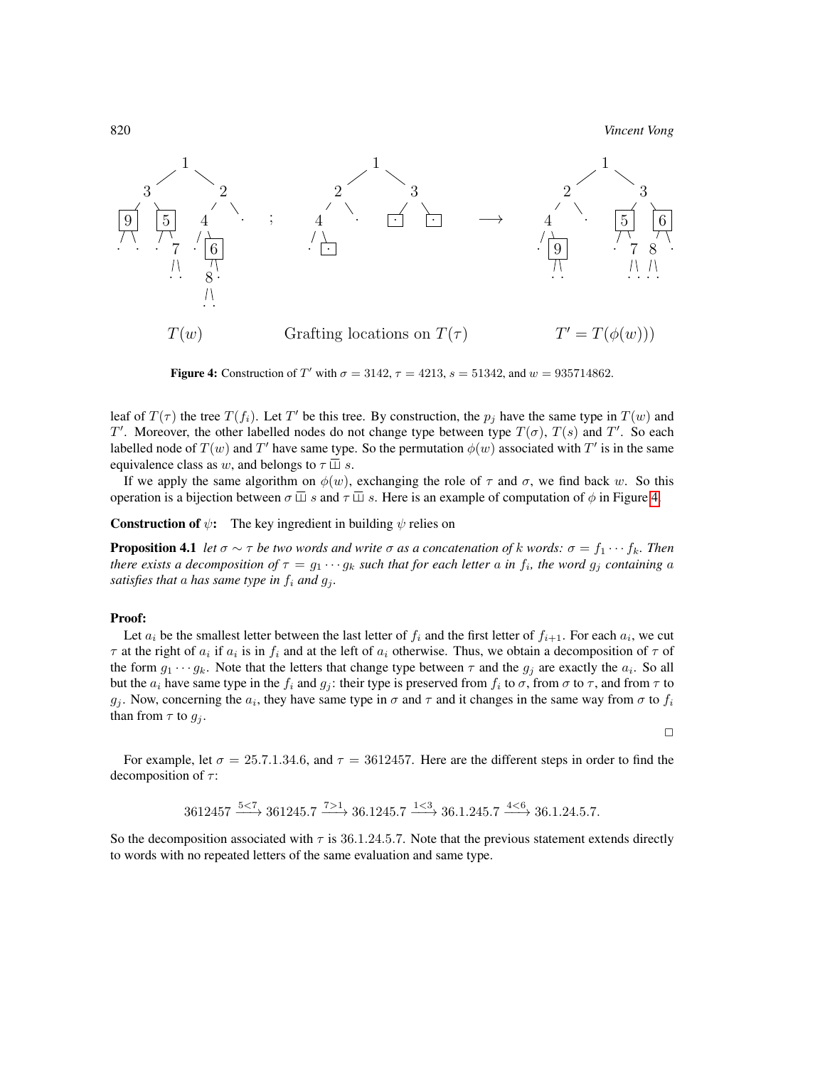T(w)    Grafting locations on $T(\tau)$    $T' = T(\phi(w)))$

**Figure 4:** Construction of $T'$ with $\sigma = 3142$, $\tau = 4213$, $s = 51342$, and $w = 935714862$.

leaf of $T(\tau)$ the tree $T(f_i)$. Let $T'$ be this tree. By construction, the $p_j$ have the same type in $T(w)$ and $T'$. Moreover, the other labelled nodes do not change type between type $T(\sigma)$, $T(s)$ and $T'$. So each labelled node of $T(w)$ and $T'$ have same type. So the permutation $\phi(w)$ associated with $T'$ is in the same equivalence class as $w$, and belongs to $\tau \,\overline{\sqcup\!\sqcup}\, s$.

If we apply the same algorithm on $\phi(w)$, exchanging the role of $\tau$ and $\sigma$, we find back $w$. So this operation is a bijection between $\sigma \,\overline{\sqcup\!\sqcup}\, s$ and $\tau \,\overline{\sqcup\!\sqcup}\, s$. Here is an example of computation of $\phi$ in Figure 4.

**Construction of $\psi$:** The key ingredient in building $\psi$ relies on

**Proposition 4.1** *let $\sigma \sim \tau$ be two words and write $\sigma$ as a concatenation of $k$ words: $\sigma = f_1 \cdots f_k$. Then there exists a decomposition of $\tau = g_1 \cdots g_k$ such that for each letter $a$ in $f_i$, the word $g_j$ containing $a$ satisfies that $a$ has same type in $f_i$ and $g_j$.*

**Proof:**

Let $a_i$ be the smallest letter between the last letter of $f_i$ and the first letter of $f_{i+1}$. For each $a_i$, we cut $\tau$ at the right of $a_i$ if $a_i$ is in $f_i$ and at the left of $a_i$ otherwise. Thus, we obtain a decomposition of $\tau$ of the form $g_1 \cdots g_k$. Note that the letters that change type between $\tau$ and the $g_j$ are exactly the $a_i$. So all but the $a_i$ have same type in the $f_i$ and $g_j$: their type is preserved from $f_i$ to $\sigma$, from $\sigma$ to $\tau$, and from $\tau$ to $g_j$. Now, concerning the $a_i$, they have same type in $\sigma$ and $\tau$ and it changes in the same way from $\sigma$ to $f_i$ than from $\tau$ to $g_j$.

□

For example, let $\sigma = 25.7.1.34.6$, and $\tau = 3612457$. Here are the different steps in order to find the decomposition of $\tau$:

$$3612457 \xrightarrow{5<7} 361245.7 \xrightarrow{7>1} 36.1245.7 \xrightarrow{1<3} 36.1.245.7 \xrightarrow{4<6} 36.1.24.5.7.$$

So the decomposition associated with $\tau$ is 36.1.24.5.7. Note that the previous statement extends directly to words with no repeated letters of the same evaluation and same type.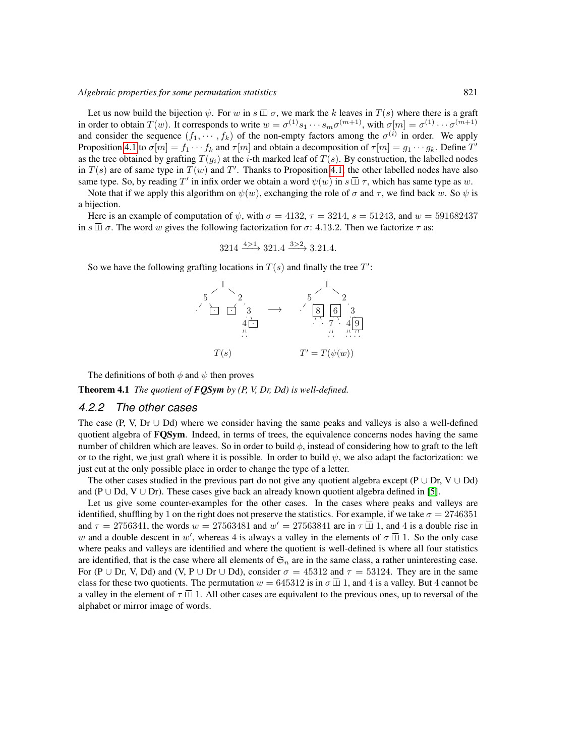Let us now build the bijection $\psi$. For $w$ in $s \sqcup\!\sqcup \sigma$, we mark the $k$ leaves in $T(s)$ where there is a graft in order to obtain $T(w)$. It corresponds to write $w = \sigma^{(1)} s_1 \cdots s_m \sigma^{(m+1)}$, with $\sigma[m] = \sigma^{(1)} \cdots \sigma^{(m+1)}$ and consider the sequence $(f_1, \cdots, f_k)$ of the non-empty factors among the $\sigma^{(i)}$ in order. We apply Proposition 4.1 to $\sigma[m] = f_1 \cdots f_k$ and $\tau[m]$ and obtain a decomposition of $\tau[m] = g_1 \cdots g_k$. Define $T'$ as the tree obtained by grafting $T(g_i)$ at the $i$-th marked leaf of $T(s)$. By construction, the labelled nodes in $T(s)$ are of same type in $T(w)$ and $T'$. Thanks to Proposition 4.1, the other labelled nodes have also same type. So, by reading $T'$ in infix order we obtain a word $\psi(w)$ in $s \sqcup\!\sqcup \tau$, which has same type as $w$.

Note that if we apply this algorithm on $\psi(w)$, exchanging the role of $\sigma$ and $\tau$, we find back $w$. So $\psi$ is a bijection.

Here is an example of computation of $\psi$, with $\sigma = 4132$, $\tau = 3214$, $s = 51243$, and $w = 591682437$ in $s \sqcup\!\sqcup \sigma$. The word $w$ gives the following factorization for $\sigma$: $4.13.2$. Then we factorize $\tau$ as:

$$3214 \xrightarrow{4>1} 321.4 \xrightarrow{3>2} 3.21.4.$$

So we have the following grafting locations in $T(s)$ and finally the tree $T'$:

$T(s)$ $\longrightarrow$ $T' = T(\psi(w))$

The definitions of both $\phi$ and $\psi$ then proves

**Theorem 4.1** *The quotient of* ***FQSym*** *by (P, V, Dr, Dd) is well-defined.*

### 4.2.2 The other cases

The case (P, V, Dr $\cup$ Dd) where we consider having the same peaks and valleys is also a well-defined quotient algebra of **FQSym**. Indeed, in terms of trees, the equivalence concerns nodes having the same number of children which are leaves. So in order to build $\phi$, instead of considering how to graft to the left or to the right, we just graft where it is possible. In order to build $\psi$, we also adapt the factorization: we just cut at the only possible place in order to change the type of a letter.

The other cases studied in the previous part do not give any quotient algebra except (P $\cup$ Dr, V $\cup$ Dd) and (P $\cup$ Dd, V $\cup$ Dr). These cases give back an already known quotient algebra defined in [5].

Let us give some counter-examples for the other cases. In the cases where peaks and valleys are identified, shuffling by 1 on the right does not preserve the statistics. For example, if we take $\sigma = 2746351$ and $\tau = 2756341$, the words $w = 27563481$ and $w' = 27563841$ are in $\tau \sqcup\!\sqcup 1$, and 4 is a double rise in $w$ and a double descent in $w'$, whereas 4 is always a valley in the elements of $\sigma \sqcup\!\sqcup 1$. So the only case where peaks and valleys are identified and where the quotient is well-defined is where all four statistics are identified, that is the case where all elements of $\mathfrak{S}_n$ are in the same class, a rather uninteresting case. For (P $\cup$ Dr, V, Dd) and (V, P $\cup$ Dr $\cup$ Dd), consider $\sigma = 45312$ and $\tau = 53124$. They are in the same class for these two quotients. The permutation $w = 645312$ is in $\sigma \sqcup\!\sqcup 1$, and 4 is a valley. But 4 cannot be a valley in the element of $\tau \sqcup\!\sqcup 1$. All other cases are equivalent to the previous ones, up to reversal of the alphabet or mirror image of words.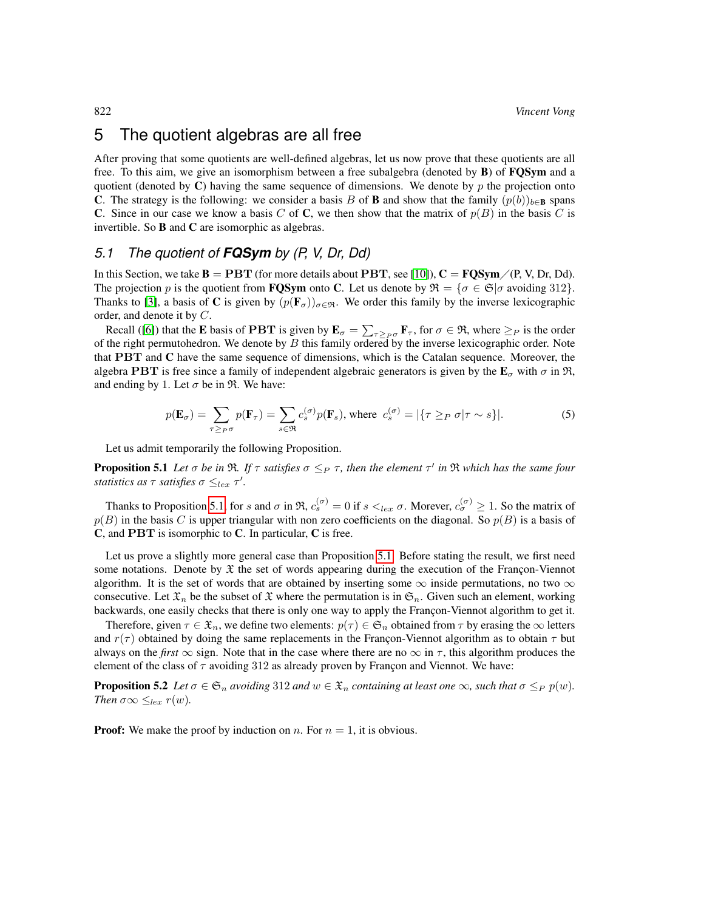# 5 The quotient algebras are all free

After proving that some quotients are well-defined algebras, let us now prove that these quotients are all free. To this aim, we give an isomorphism between a free subalgebra (denoted by $\mathbf{B}$) of **FQSym** and a quotient (denoted by $\mathbf{C}$) having the same sequence of dimensions. We denote by $p$ the projection onto $\mathbf{C}$. The strategy is the following: we consider a basis $B$ of $\mathbf{B}$ and show that the family $(p(b))_{b\in\mathbf{B}}$ spans $\mathbf{C}$. Since in our case we know a basis $C$ of $\mathbf{C}$, we then show that the matrix of $p(B)$ in the basis $C$ is invertible. So $\mathbf{B}$ and $\mathbf{C}$ are isomorphic as algebras.

## 5.1 The quotient of FQSym by (P, V, Dr, Dd)

In this Section, we take $\mathbf{B} = \mathbf{PBT}$ (for more details about $\mathbf{PBT}$, see [10]), $\mathbf{C} = \mathbf{FQSym}/(\text{P, V, Dr, Dd})$. The projection $p$ is the quotient from **FQSym** onto $\mathbf{C}$. Let us denote by $\mathfrak{R} = \{\sigma \in \mathfrak{S} | \sigma \text{ avoiding } 312\}$. Thanks to [3], a basis of $\mathbf{C}$ is given by $(p(\mathbf{F}_\sigma))_{\sigma\in\mathfrak{R}}$. We order this family by the inverse lexicographic order, and denote it by $C$.

Recall ([6]) that the $\mathbf{E}$ basis of $\mathbf{PBT}$ is given by $\mathbf{E}_\sigma = \sum_{\tau \geq_P \sigma} \mathbf{F}_\tau$, for $\sigma \in \mathfrak{R}$, where $\geq_P$ is the order of the right permutohedron. We denote by $B$ this family ordered by the inverse lexicographic order. Note that $\mathbf{PBT}$ and $\mathbf{C}$ have the same sequence of dimensions, which is the Catalan sequence. Moreover, the algebra $\mathbf{PBT}$ is free since a family of independent algebraic generators is given by the $\mathbf{E}_\sigma$ with $\sigma$ in $\mathfrak{R}$, and ending by 1. Let $\sigma$ be in $\mathfrak{R}$. We have:

$$p(\mathbf{E}_\sigma) = \sum_{\tau \geq_P \sigma} p(\mathbf{F}_\tau) = \sum_{s\in\mathfrak{R}} c_s^{(\sigma)} p(\mathbf{F}_s), \text{ where } c_s^{(\sigma)} = |\{\tau \geq_P \sigma | \tau \sim s\}|. \tag{5}$$

Let us admit temporarily the following Proposition.

**Proposition 5.1** *Let $\sigma$ be in $\mathfrak{R}$. If $\tau$ satisfies $\sigma \leq_P \tau$, then the element $\tau'$ in $\mathfrak{R}$ which has the same four statistics as $\tau$ satisfies $\sigma \leq_{lex} \tau'$.*

Thanks to Proposition 5.1, for $s$ and $\sigma$ in $\mathfrak{R}$, $c_s^{(\sigma)} = 0$ if $s <_{lex} \sigma$. Morever, $c_\sigma^{(\sigma)} \geq 1$. So the matrix of $p(B)$ in the basis $C$ is upper triangular with non zero coefficients on the diagonal. So $p(B)$ is a basis of $\mathbf{C}$, and $\mathbf{PBT}$ is isomorphic to $\mathbf{C}$. In particular, $\mathbf{C}$ is free.

Let us prove a slightly more general case than Proposition 5.1. Before stating the result, we first need some notations. Denote by $\mathfrak{X}$ the set of words appearing during the execution of the Françon-Viennot algorithm. It is the set of words that are obtained by inserting some $\infty$ inside permutations, no two $\infty$ consecutive. Let $\mathfrak{X}_n$ be the subset of $\mathfrak{X}$ where the permutation is in $\mathfrak{S}_n$. Given such an element, working backwards, one easily checks that there is only one way to apply the Françon-Viennot algorithm to get it.

Therefore, given $\tau \in \mathfrak{X}_n$, we define two elements: $p(\tau) \in \mathfrak{S}_n$ obtained from $\tau$ by erasing the $\infty$ letters and $r(\tau)$ obtained by doing the same replacements in the Françon-Viennot algorithm as to obtain $\tau$ but always on the *first* $\infty$ sign. Note that in the case where there are no $\infty$ in $\tau$, this algorithm produces the element of the class of $\tau$ avoiding 312 as already proven by Françon and Viennot. We have:

**Proposition 5.2** *Let $\sigma \in \mathfrak{S}_n$ avoiding 312 and $w \in \mathfrak{X}_n$ containing at least one $\infty$, such that $\sigma \leq_P p(w)$. Then $\sigma\infty \leq_{lex} r(w)$.*

**Proof:** We make the proof by induction on $n$. For $n = 1$, it is obvious.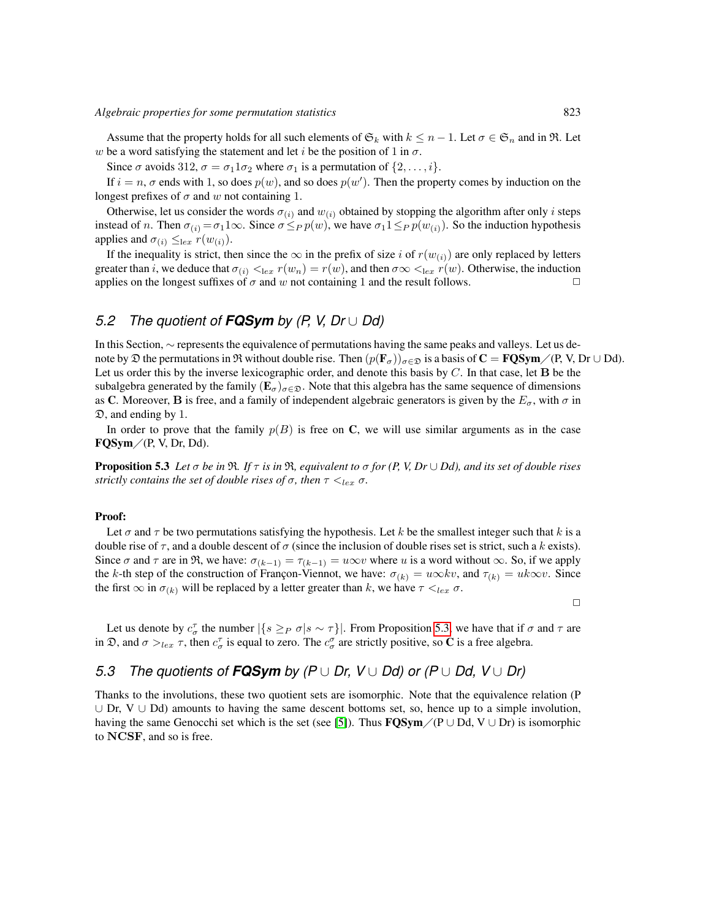Assume that the property holds for all such elements of $\mathfrak{S}_k$ with $k \leq n-1$. Let $\sigma \in \mathfrak{S}_n$ and in $\mathfrak{R}$. Let $w$ be a word satisfying the statement and let $i$ be the position of 1 in $\sigma$.

Since $\sigma$ avoids 312, $\sigma = \sigma_1 1 \sigma_2$ where $\sigma_1$ is a permutation of $\{2, \ldots, i\}$.

If $i = n$, $\sigma$ ends with 1, so does $p(w)$, and so does $p(w')$. Then the property comes by induction on the longest prefixes of $\sigma$ and $w$ not containing 1.

Otherwise, let us consider the words $\sigma_{(i)}$ and $w_{(i)}$ obtained by stopping the algorithm after only $i$ steps instead of $n$. Then $\sigma_{(i)} = \sigma_1 1 \infty$. Since $\sigma \leq_P p(w)$, we have $\sigma_1 1 \leq_P p(w_{(i)})$. So the induction hypothesis applies and $\sigma_{(i)} \leq_{\text{lex}} r(w_{(i)})$.

If the inequality is strict, then since the $\infty$ in the prefix of size $i$ of $r(w_{(i)})$ are only replaced by letters greater than $i$, we deduce that $\sigma_{(i)} <_{\text{lex}} r(w_n) = r(w)$, and then $\sigma\infty <_{\text{lex}} r(w)$. Otherwise, the induction applies on the longest suffixes of $\sigma$ and $w$ not containing 1 and the result follows. □

## 5.2 The quotient of **FQSym** by (P, V, Dr ∪ Dd)

In this Section, $\sim$ represents the equivalence of permutations having the same peaks and valleys. Let us denote by $\mathfrak{D}$ the permutations in $\mathfrak{R}$ without double rise. Then $(p(\mathbf{F}_\sigma))_{\sigma \in \mathfrak{D}}$ is a basis of $\mathbf{C} = \mathbf{FQSym}/(\text{P, V, Dr} \cup \text{Dd})$. Let us order this by the inverse lexicographic order, and denote this basis by $C$. In that case, let $\mathbf{B}$ be the subalgebra generated by the family $(\mathbf{E}_\sigma)_{\sigma \in \mathfrak{D}}$. Note that this algebra has the same sequence of dimensions as $\mathbf{C}$. Moreover, $\mathbf{B}$ is free, and a family of independent algebraic generators is given by the $E_\sigma$, with $\sigma$ in $\mathfrak{D}$, and ending by 1.

In order to prove that the family $p(B)$ is free on $\mathbf{C}$, we will use similar arguments as in the case **FQSym**/(P, V, Dr, Dd).

**Proposition 5.3** *Let $\sigma$ be in $\mathfrak{R}$. If $\tau$ is in $\mathfrak{R}$, equivalent to $\sigma$ for (P, V, Dr ∪ Dd), and its set of double rises strictly contains the set of double rises of $\sigma$, then $\tau <_{lex} \sigma$.*

**Proof:**

Let $\sigma$ and $\tau$ be two permutations satisfying the hypothesis. Let $k$ be the smallest integer such that $k$ is a double rise of $\tau$, and a double descent of $\sigma$ (since the inclusion of double rises set is strict, such a $k$ exists). Since $\sigma$ and $\tau$ are in $\mathfrak{R}$, we have: $\sigma_{(k-1)} = \tau_{(k-1)} = u\infty v$ where $u$ is a word without $\infty$. So, if we apply the $k$-th step of the construction of Françon-Viennot, we have: $\sigma_{(k)} = u\infty kv$, and $\tau_{(k)} = uk\infty v$. Since the first $\infty$ in $\sigma_{(k)}$ will be replaced by a letter greater than $k$, we have $\tau <_{lex} \sigma$.

□

Let us denote by $c_\sigma^\tau$ the number $|\{s \geq_P \sigma | s \sim \tau\}|$. From Proposition 5.3, we have that if $\sigma$ and $\tau$ are in $\mathfrak{D}$, and $\sigma >_{lex} \tau$, then $c_\sigma^\tau$ is equal to zero. The $c_\sigma^\sigma$ are strictly positive, so $\mathbf{C}$ is a free algebra.

## 5.3 The quotients of **FQSym** by (P ∪ Dr, V ∪ Dd) or (P ∪ Dd, V ∪ Dr)

Thanks to the involutions, these two quotient sets are isomorphic. Note that the equivalence relation (P ∪ Dr, V ∪ Dd) amounts to having the same descent bottoms set, so, hence up to a simple involution, having the same Genocchi set which is the set (see [5]). Thus **FQSym**/(P ∪ Dd, V ∪ Dr) is isomorphic to **NCSF**, and so is free.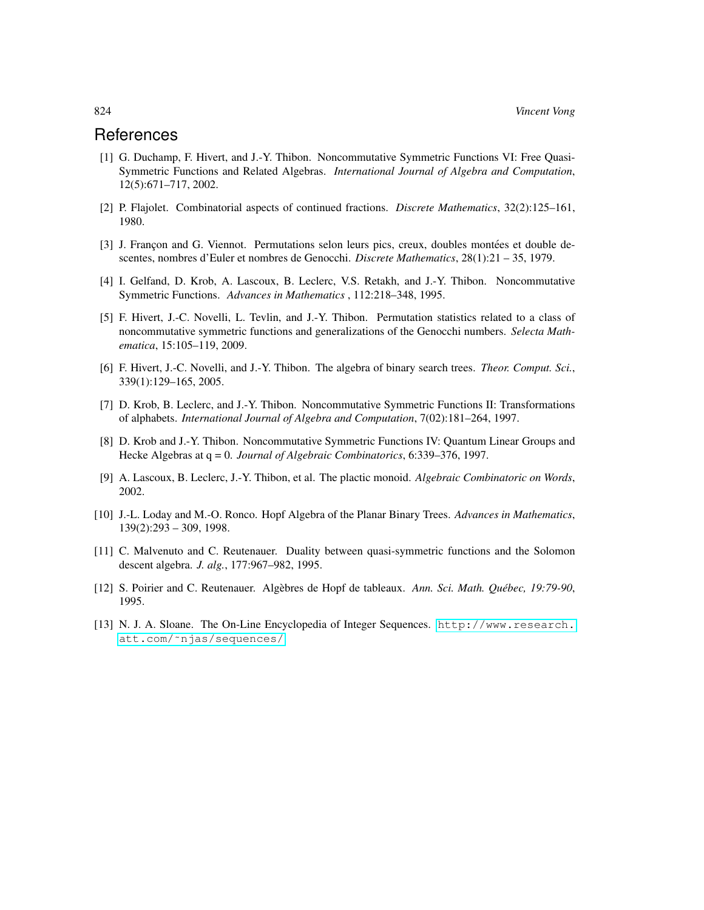## References

[1] G. Duchamp, F. Hivert, and J.-Y. Thibon. Noncommutative Symmetric Functions VI: Free Quasi-Symmetric Functions and Related Algebras. *International Journal of Algebra and Computation*, 12(5):671–717, 2002.

[2] P. Flajolet. Combinatorial aspects of continued fractions. *Discrete Mathematics*, 32(2):125–161, 1980.

[3] J. Françon and G. Viennot. Permutations selon leurs pics, creux, doubles montées et double descentes, nombres d'Euler et nombres de Genocchi. *Discrete Mathematics*, 28(1):21 – 35, 1979.

[4] I. Gelfand, D. Krob, A. Lascoux, B. Leclerc, V.S. Retakh, and J.-Y. Thibon. Noncommutative Symmetric Functions. *Advances in Mathematics* , 112:218–348, 1995.

[5] F. Hivert, J.-C. Novelli, L. Tevlin, and J.-Y. Thibon. Permutation statistics related to a class of noncommutative symmetric functions and generalizations of the Genocchi numbers. *Selecta Mathematica*, 15:105–119, 2009.

[6] F. Hivert, J.-C. Novelli, and J.-Y. Thibon. The algebra of binary search trees. *Theor. Comput. Sci.*, 339(1):129–165, 2005.

[7] D. Krob, B. Leclerc, and J.-Y. Thibon. Noncommutative Symmetric Functions II: Transformations of alphabets. *International Journal of Algebra and Computation*, 7(02):181–264, 1997.

[8] D. Krob and J.-Y. Thibon. Noncommutative Symmetric Functions IV: Quantum Linear Groups and Hecke Algebras at q = 0. *Journal of Algebraic Combinatorics*, 6:339–376, 1997.

[9] A. Lascoux, B. Leclerc, J.-Y. Thibon, et al. The plactic monoid. *Algebraic Combinatoric on Words*, 2002.

[10] J.-L. Loday and M.-O. Ronco. Hopf Algebra of the Planar Binary Trees. *Advances in Mathematics*, 139(2):293 – 309, 1998.

[11] C. Malvenuto and C. Reutenauer. Duality between quasi-symmetric functions and the Solomon descent algebra. *J. alg.*, 177:967–982, 1995.

[12] S. Poirier and C. Reutenauer. Algèbres de Hopf de tableaux. *Ann. Sci. Math. Québec, 19:79-90*, 1995.

[13] N. J. A. Sloane. The On-Line Encyclopedia of Integer Sequences. http://www.research.att.com/~njas/sequences/